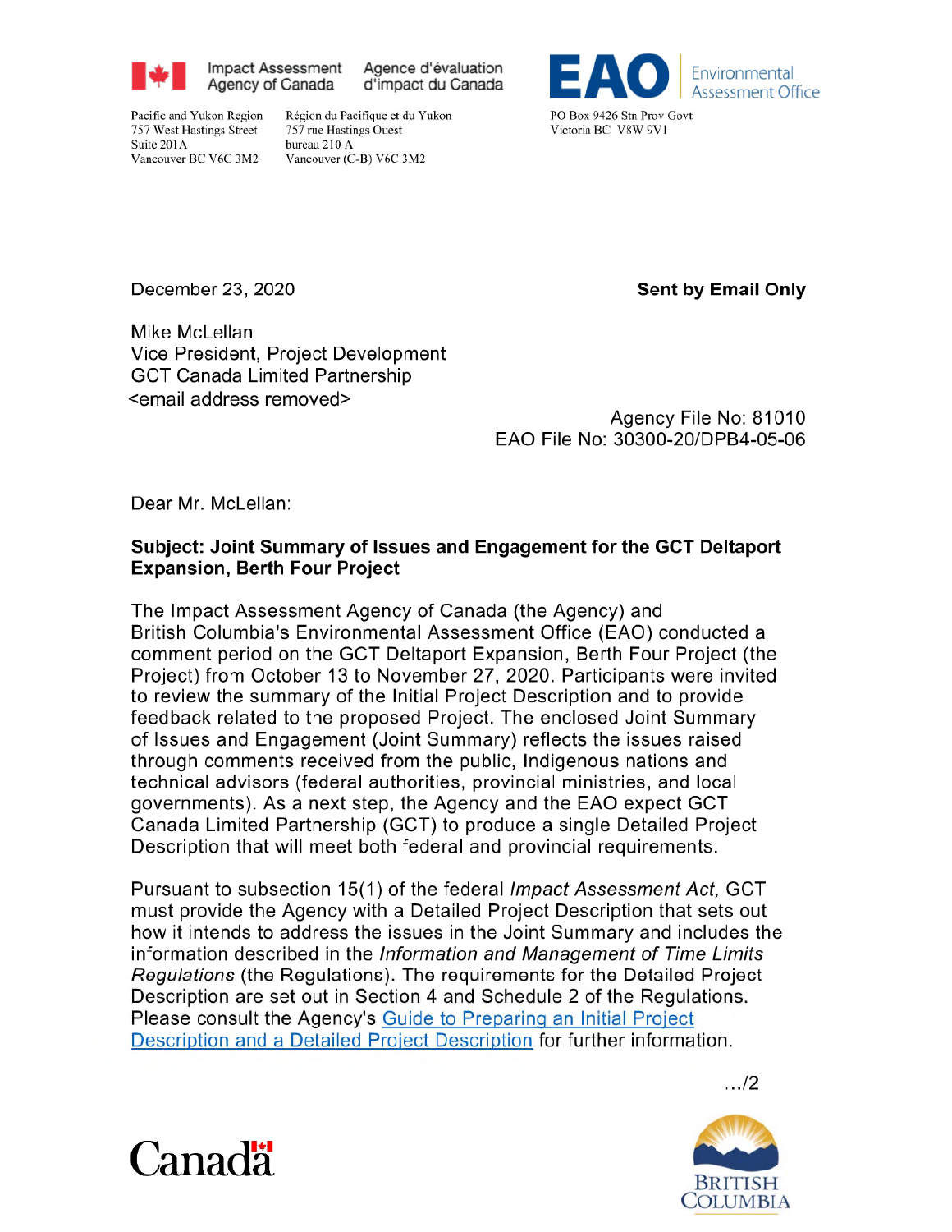Impact Assessment Agency of Canada | Agence d'évaluation d'impact du Canada

Pacific and Yukon Region
757 West Hastings Street
Suite 201A
Vancouver BC V6C 3M2

Région du Pacifique et du Yukon
757 rue Hastings Ouest
bureau 210 A
Vancouver (C-B) V6C 3M2

EAO | Environmental Assessment Office

PO Box 9426 Stn Prov Govt
Victoria BC V8W 9V1

December 23, 2020

**Sent by Email Only**

Mike McLellan
Vice President, Project Development
GCT Canada Limited Partnership
<email address removed>

Agency File No: 81010
EAO File No: 30300-20/DPB4-05-06

Dear Mr. McLellan:

**Subject: Joint Summary of Issues and Engagement for the GCT Deltaport Expansion, Berth Four Project**

The Impact Assessment Agency of Canada (the Agency) and British Columbia's Environmental Assessment Office (EAO) conducted a comment period on the GCT Deltaport Expansion, Berth Four Project (the Project) from October 13 to November 27, 2020. Participants were invited to review the summary of the Initial Project Description and to provide feedback related to the proposed Project. The enclosed Joint Summary of Issues and Engagement (Joint Summary) reflects the issues raised through comments received from the public, Indigenous nations and technical advisors (federal authorities, provincial ministries, and local governments). As a next step, the Agency and the EAO expect GCT Canada Limited Partnership (GCT) to produce a single Detailed Project Description that will meet both federal and provincial requirements.

Pursuant to subsection 15(1) of the federal *Impact Assessment Act*, GCT must provide the Agency with a Detailed Project Description that sets out how it intends to address the issues in the Joint Summary and includes the information described in the *Information and Management of Time Limits Regulations* (the Regulations). The requirements for the Detailed Project Description are set out in Section 4 and Schedule 2 of the Regulations. Please consult the Agency's Guide to Preparing an Initial Project Description and a Detailed Project Description for further information.

.../2

Canada

British Columbia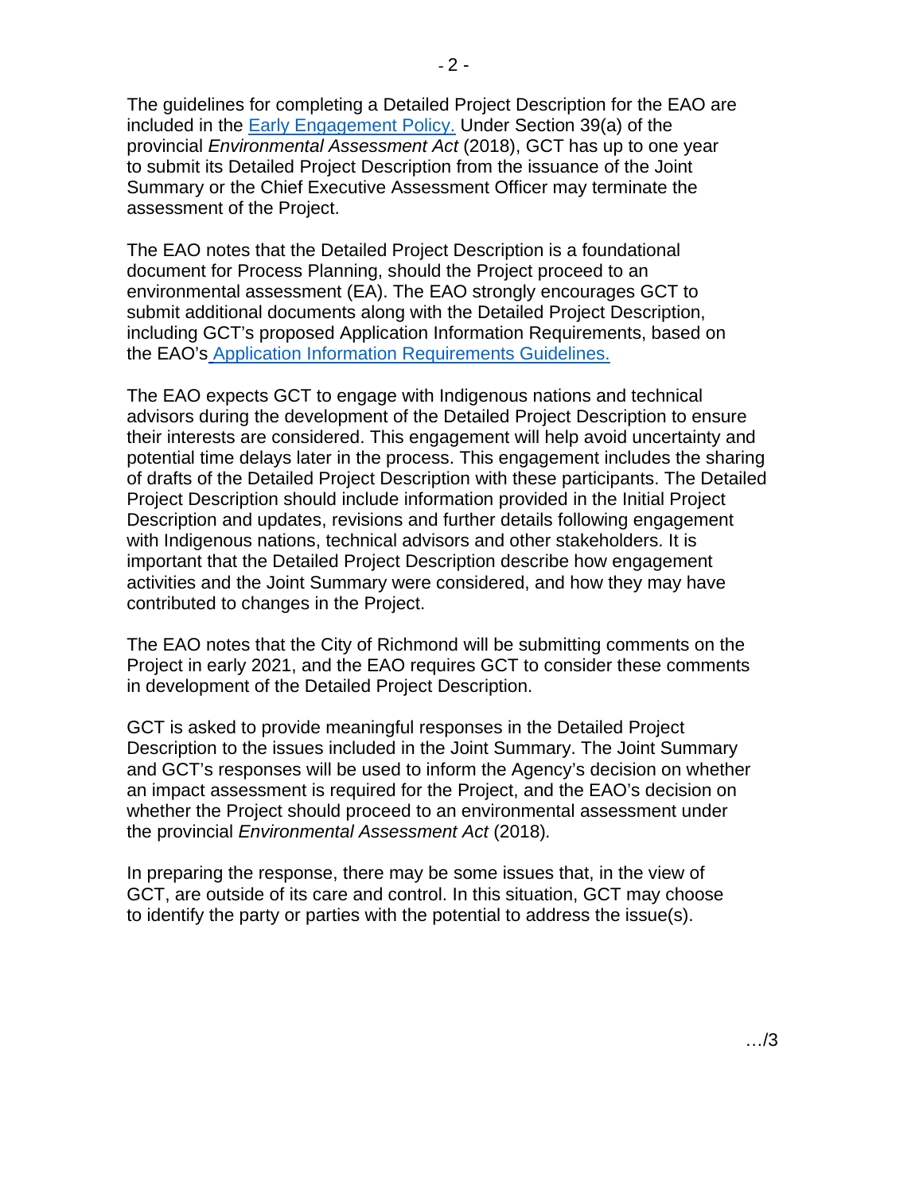The guidelines for completing a Detailed Project Description for the EAO are included in the Early Engagement Policy. Under Section 39(a) of the provincial *Environmental Assessment Act* (2018), GCT has up to one year to submit its Detailed Project Description from the issuance of the Joint Summary or the Chief Executive Assessment Officer may terminate the assessment of the Project.

The EAO notes that the Detailed Project Description is a foundational document for Process Planning, should the Project proceed to an environmental assessment (EA). The EAO strongly encourages GCT to submit additional documents along with the Detailed Project Description, including GCT's proposed Application Information Requirements, based on the EAO's Application Information Requirements Guidelines.

The EAO expects GCT to engage with Indigenous nations and technical advisors during the development of the Detailed Project Description to ensure their interests are considered. This engagement will help avoid uncertainty and potential time delays later in the process. This engagement includes the sharing of drafts of the Detailed Project Description with these participants. The Detailed Project Description should include information provided in the Initial Project Description and updates, revisions and further details following engagement with Indigenous nations, technical advisors and other stakeholders. It is important that the Detailed Project Description describe how engagement activities and the Joint Summary were considered, and how they may have contributed to changes in the Project.

The EAO notes that the City of Richmond will be submitting comments on the Project in early 2021, and the EAO requires GCT to consider these comments in development of the Detailed Project Description.

GCT is asked to provide meaningful responses in the Detailed Project Description to the issues included in the Joint Summary. The Joint Summary and GCT's responses will be used to inform the Agency's decision on whether an impact assessment is required for the Project, and the EAO's decision on whether the Project should proceed to an environmental assessment under the provincial *Environmental Assessment Act* (2018).

In preparing the response, there may be some issues that, in the view of GCT, are outside of its care and control. In this situation, GCT may choose to identify the party or parties with the potential to address the issue(s).

…/3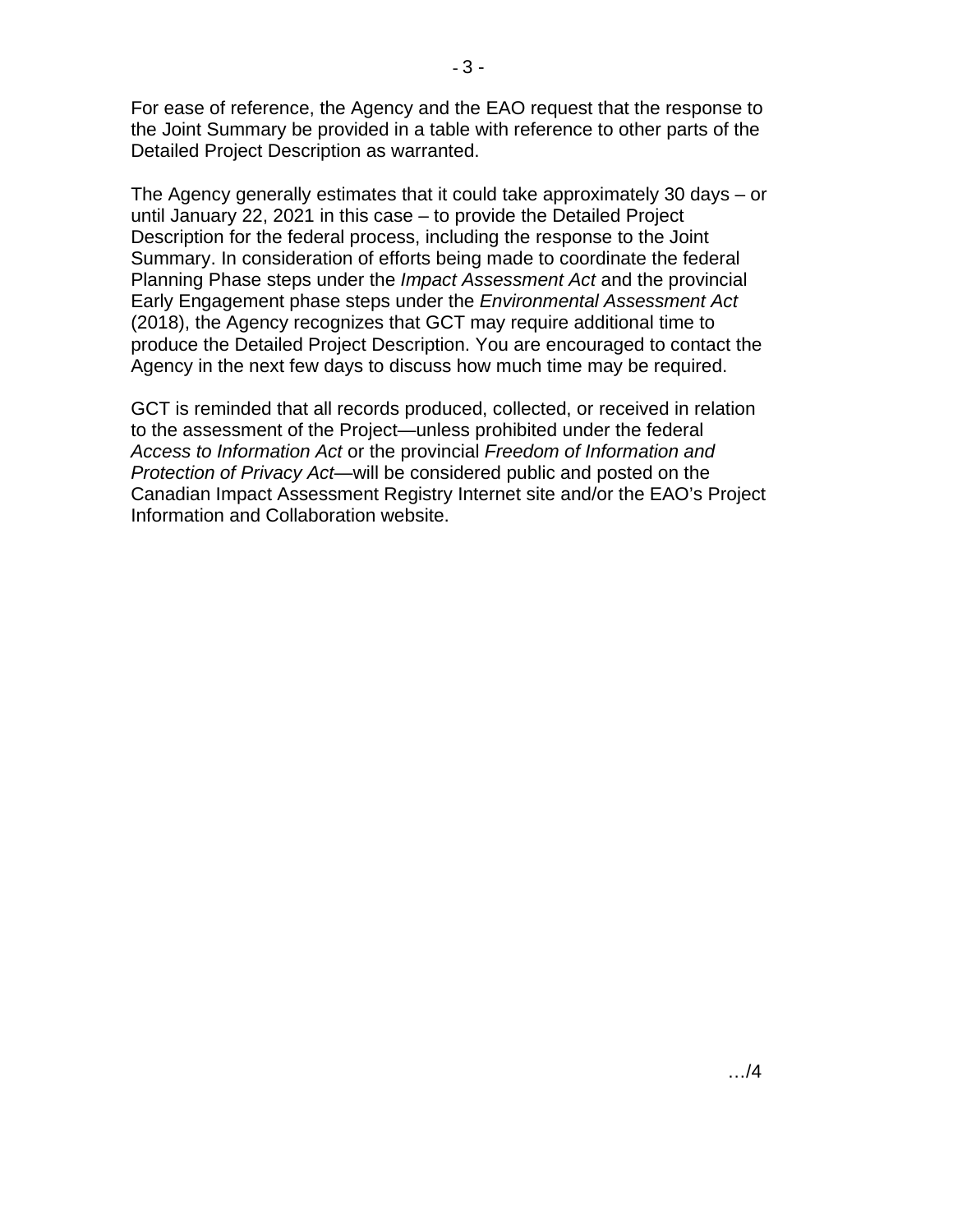For ease of reference, the Agency and the EAO request that the response to the Joint Summary be provided in a table with reference to other parts of the Detailed Project Description as warranted.

The Agency generally estimates that it could take approximately 30 days – or until January 22, 2021 in this case – to provide the Detailed Project Description for the federal process, including the response to the Joint Summary. In consideration of efforts being made to coordinate the federal Planning Phase steps under the *Impact Assessment Act* and the provincial Early Engagement phase steps under the *Environmental Assessment Act* (2018), the Agency recognizes that GCT may require additional time to produce the Detailed Project Description. You are encouraged to contact the Agency in the next few days to discuss how much time may be required.

GCT is reminded that all records produced, collected, or received in relation to the assessment of the Project—unless prohibited under the federal *Access to Information Act* or the provincial *Freedom of Information and Protection of Privacy Act*—will be considered public and posted on the Canadian Impact Assessment Registry Internet site and/or the EAO's Project Information and Collaboration website.

…/4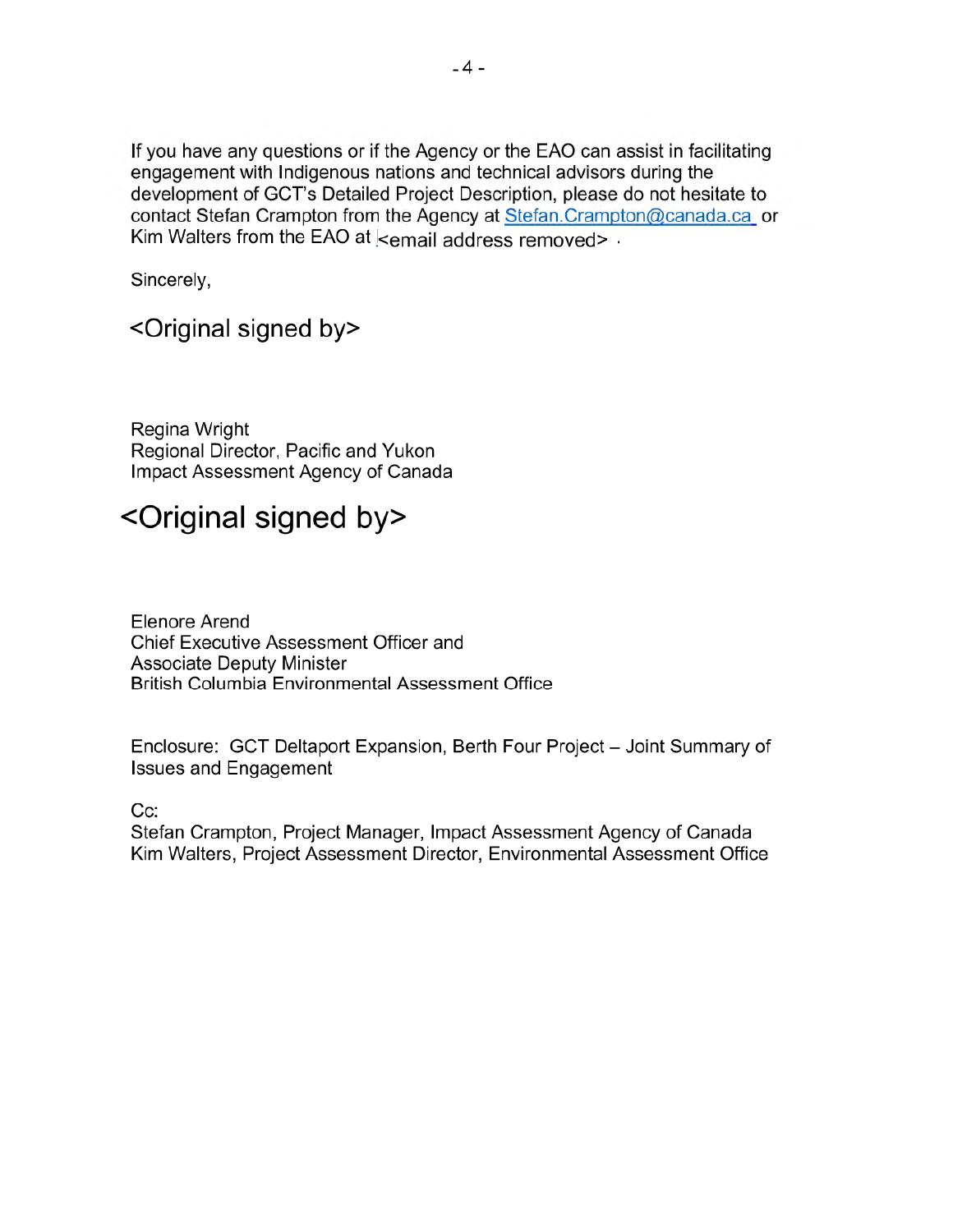If you have any questions or if the Agency or the EAO can assist in facilitating engagement with Indigenous nations and technical advisors during the development of GCT's Detailed Project Description, please do not hesitate to contact Stefan Crampton from the Agency at Stefan.Crampton@canada.ca or Kim Walters from the EAO at <email address removed> .

Sincerely,

<Original signed by>

Regina Wright
Regional Director, Pacific and Yukon
Impact Assessment Agency of Canada

<Original signed by>

Elenore Arend
Chief Executive Assessment Officer and
Associate Deputy Minister
British Columbia Environmental Assessment Office

Enclosure: GCT Deltaport Expansion, Berth Four Project – Joint Summary of Issues and Engagement

Cc:
Stefan Crampton, Project Manager, Impact Assessment Agency of Canada
Kim Walters, Project Assessment Director, Environmental Assessment Office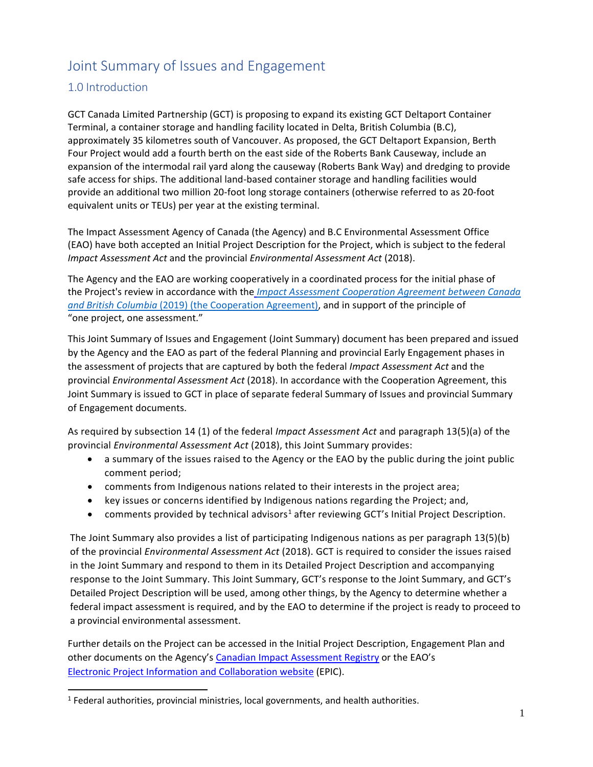# Joint Summary of Issues and Engagement

## 1.0 Introduction

GCT Canada Limited Partnership (GCT) is proposing to expand its existing GCT Deltaport Container Terminal, a container storage and handling facility located in Delta, British Columbia (B.C), approximately 35 kilometres south of Vancouver. As proposed, the GCT Deltaport Expansion, Berth Four Project would add a fourth berth on the east side of the Roberts Bank Causeway, include an expansion of the intermodal rail yard along the causeway (Roberts Bank Way) and dredging to provide safe access for ships. The additional land-based container storage and handling facilities would provide an additional two million 20-foot long storage containers (otherwise referred to as 20-foot equivalent units or TEUs) per year at the existing terminal.

The Impact Assessment Agency of Canada (the Agency) and B.C Environmental Assessment Office (EAO) have both accepted an Initial Project Description for the Project, which is subject to the federal *Impact Assessment Act* and the provincial *Environmental Assessment Act* (2018).

The Agency and the EAO are working cooperatively in a coordinated process for the initial phase of the Project's review in accordance with the *Impact Assessment Cooperation Agreement between Canada and British Columbia* (2019) (the Cooperation Agreement), and in support of the principle of "one project, one assessment."

This Joint Summary of Issues and Engagement (Joint Summary) document has been prepared and issued by the Agency and the EAO as part of the federal Planning and provincial Early Engagement phases in the assessment of projects that are captured by both the federal *Impact Assessment Act* and the provincial *Environmental Assessment Act* (2018). In accordance with the Cooperation Agreement, this Joint Summary is issued to GCT in place of separate federal Summary of Issues and provincial Summary of Engagement documents.

As required by subsection 14 (1) of the federal *Impact Assessment Act* and paragraph 13(5)(a) of the provincial *Environmental Assessment Act* (2018), this Joint Summary provides:

- a summary of the issues raised to the Agency or the EAO by the public during the joint public comment period;
- comments from Indigenous nations related to their interests in the project area;
- key issues or concerns identified by Indigenous nations regarding the Project; and,
- comments provided by technical advisors[1] after reviewing GCT's Initial Project Description.

The Joint Summary also provides a list of participating Indigenous nations as per paragraph 13(5)(b) of the provincial *Environmental Assessment Act* (2018). GCT is required to consider the issues raised in the Joint Summary and respond to them in its Detailed Project Description and accompanying response to the Joint Summary. This Joint Summary, GCT's response to the Joint Summary, and GCT's Detailed Project Description will be used, among other things, by the Agency to determine whether a federal impact assessment is required, and by the EAO to determine if the project is ready to proceed to a provincial environmental assessment.

Further details on the Project can be accessed in the Initial Project Description, Engagement Plan and other documents on the Agency's Canadian Impact Assessment Registry or the EAO's Electronic Project Information and Collaboration website (EPIC).

[1] Federal authorities, provincial ministries, local governments, and health authorities.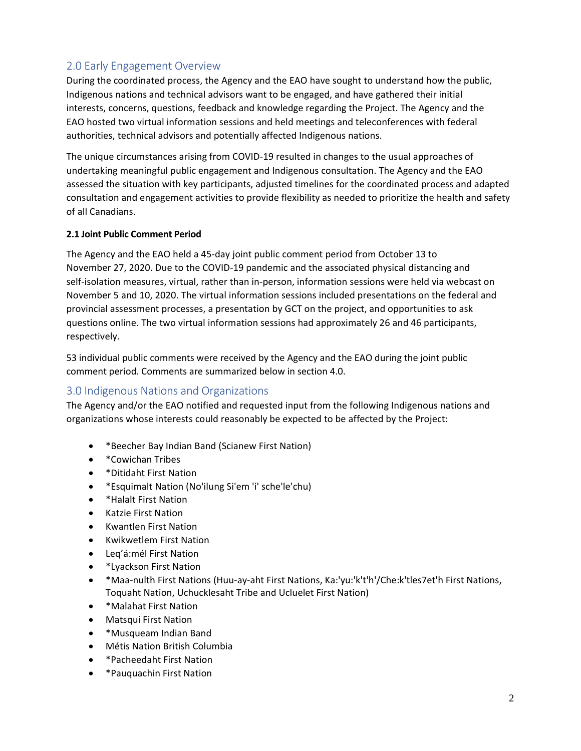## 2.0 Early Engagement Overview

During the coordinated process, the Agency and the EAO have sought to understand how the public, Indigenous nations and technical advisors want to be engaged, and have gathered their initial interests, concerns, questions, feedback and knowledge regarding the Project. The Agency and the EAO hosted two virtual information sessions and held meetings and teleconferences with federal authorities, technical advisors and potentially affected Indigenous nations.

The unique circumstances arising from COVID-19 resulted in changes to the usual approaches of undertaking meaningful public engagement and Indigenous consultation. The Agency and the EAO assessed the situation with key participants, adjusted timelines for the coordinated process and adapted consultation and engagement activities to provide flexibility as needed to prioritize the health and safety of all Canadians.

### 2.1 Joint Public Comment Period

The Agency and the EAO held a 45-day joint public comment period from October 13 to November 27, 2020. Due to the COVID-19 pandemic and the associated physical distancing and self-isolation measures, virtual, rather than in-person, information sessions were held via webcast on November 5 and 10, 2020. The virtual information sessions included presentations on the federal and provincial assessment processes, a presentation by GCT on the project, and opportunities to ask questions online. The two virtual information sessions had approximately 26 and 46 participants, respectively.

53 individual public comments were received by the Agency and the EAO during the joint public comment period. Comments are summarized below in section 4.0.

## 3.0 Indigenous Nations and Organizations

The Agency and/or the EAO notified and requested input from the following Indigenous nations and organizations whose interests could reasonably be expected to be affected by the Project:

- *Beecher Bay Indian Band (Scianew First Nation)
- *Cowichan Tribes
- *Ditidaht First Nation
- *Esquimalt Nation (No'ilung Si'em 'i' sche'le'chu)
- *Halalt First Nation
- Katzie First Nation
- Kwantlen First Nation
- Kwikwetlem First Nation
- Leq'á:mél First Nation
- *Lyackson First Nation
- *Maa-nulth First Nations (Huu-ay-aht First Nations, Ka:'yu:'k't'h'/Che:k'tles7et'h First Nations, Toquaht Nation, Uchucklesaht Tribe and Ucluelet First Nation)
- *Malahat First Nation
- Matsqui First Nation
- *Musqueam Indian Band
- Métis Nation British Columbia
- *Pacheedaht First Nation
- *Pauquachin First Nation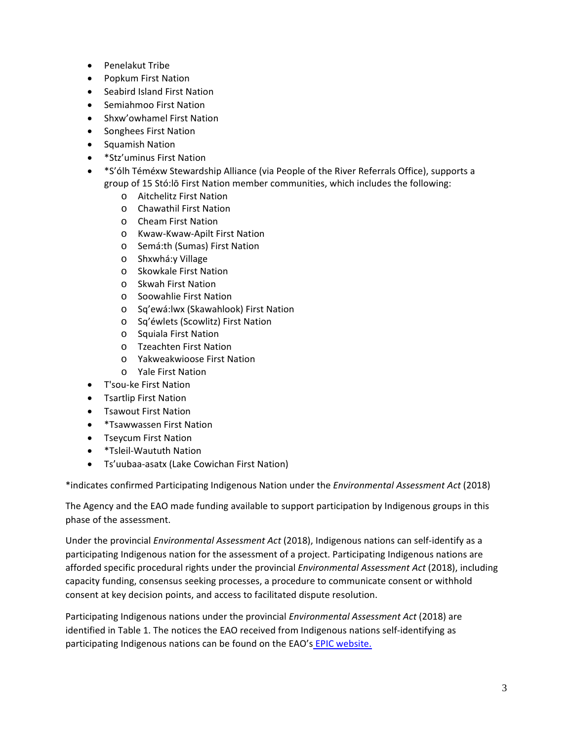- Penelakut Tribe
- Popkum First Nation
- Seabird Island First Nation
- Semiahmoo First Nation
- Shxw'owhamel First Nation
- Songhees First Nation
- Squamish Nation
- *Stz'uminus First Nation
- *S'ólh Téméxw Stewardship Alliance (via People of the River Referrals Office), supports a group of 15 Stó:lō First Nation member communities, which includes the following:
  - Aitchelitz First Nation
  - Chawathil First Nation
  - Cheam First Nation
  - Kwaw-Kwaw-Apilt First Nation
  - Semá:th (Sumas) First Nation
  - Shxwhá:y Village
  - Skowkale First Nation
  - Skwah First Nation
  - Soowahlie First Nation
  - Sq'ewá:lwx (Skawahlook) First Nation
  - Sq'éwlets (Scowlitz) First Nation
  - Squiala First Nation
  - Tzeachten First Nation
  - Yakweakwioose First Nation
  - Yale First Nation
- T'sou-ke First Nation
- Tsartlip First Nation
- Tsawout First Nation
- *Tsawwassen First Nation
- Tseycum First Nation
- *Tsleil-Waututh Nation
- Ts'uubaa-asatx (Lake Cowichan First Nation)

*indicates confirmed Participating Indigenous Nation under the *Environmental Assessment Act* (2018)

The Agency and the EAO made funding available to support participation by Indigenous groups in this phase of the assessment.

Under the provincial *Environmental Assessment Act* (2018), Indigenous nations can self-identify as a participating Indigenous nation for the assessment of a project. Participating Indigenous nations are afforded specific procedural rights under the provincial *Environmental Assessment Act* (2018), including capacity funding, consensus seeking processes, a procedure to communicate consent or withhold consent at key decision points, and access to facilitated dispute resolution.

Participating Indigenous nations under the provincial *Environmental Assessment Act* (2018) are identified in Table 1. The notices the EAO received from Indigenous nations self-identifying as participating Indigenous nations can be found on the EAO's EPIC website.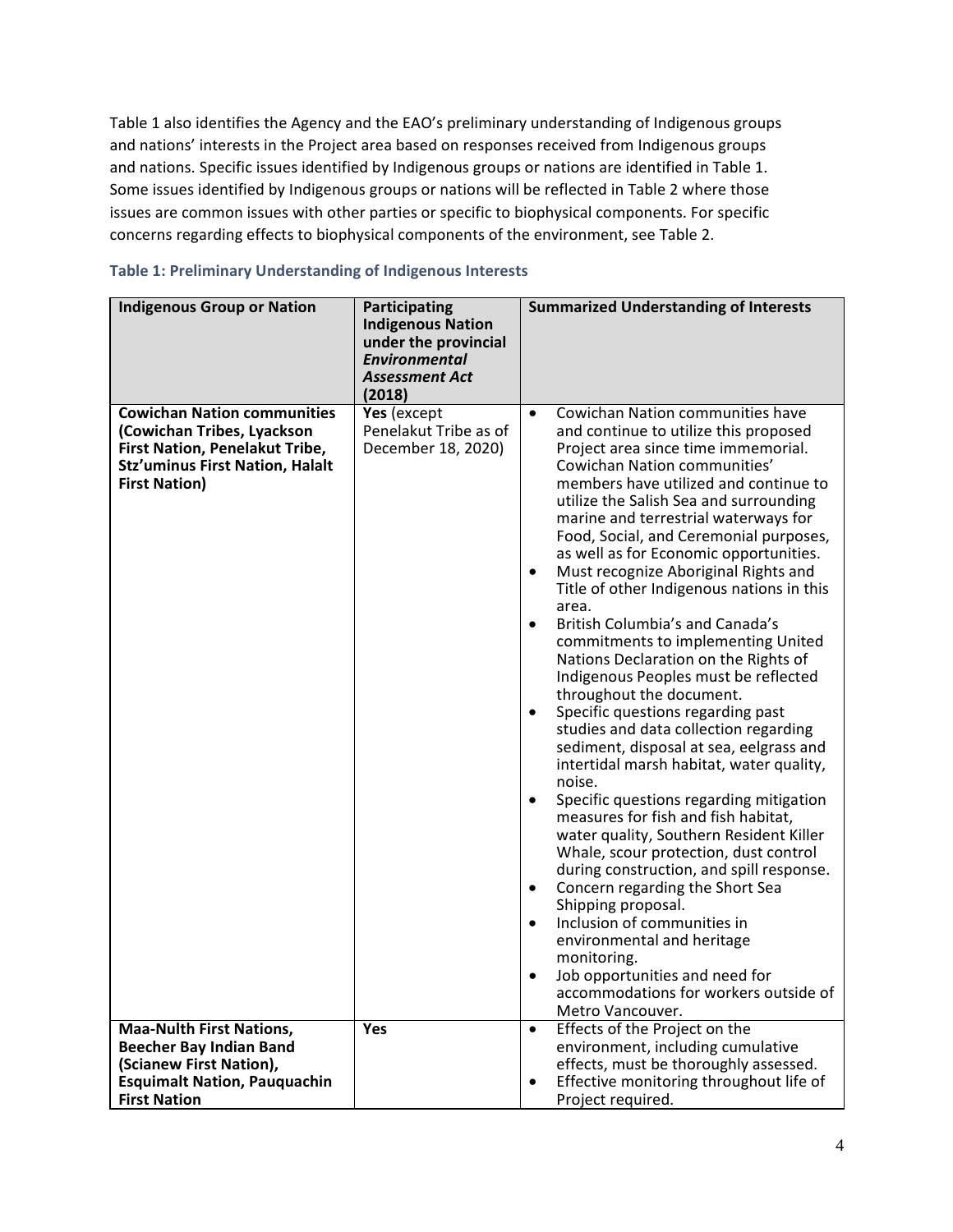Table 1 also identifies the Agency and the EAO's preliminary understanding of Indigenous groups and nations' interests in the Project area based on responses received from Indigenous groups and nations. Specific issues identified by Indigenous groups or nations are identified in Table 1. Some issues identified by Indigenous groups or nations will be reflected in Table 2 where those issues are common issues with other parties or specific to biophysical components. For specific concerns regarding effects to biophysical components of the environment, see Table 2.

### Table 1: Preliminary Understanding of Indigenous Interests

| Indigenous Group or Nation | Participating Indigenous Nation under the provincial *Environmental Assessment Act* (2018) | Summarized Understanding of Interests |
|---|---|---|
| **Cowichan Nation communities (Cowichan Tribes, Lyackson First Nation, Penelakut Tribe, Stz'uminus First Nation, Halalt First Nation)** | **Yes** (except Penelakut Tribe as of December 18, 2020) | • Cowichan Nation communities have and continue to utilize this proposed Project area since time immemorial. Cowichan Nation communities' members have utilized and continue to utilize the Salish Sea and surrounding marine and terrestrial waterways for Food, Social, and Ceremonial purposes, as well as for Economic opportunities.<br>• Must recognize Aboriginal Rights and Title of other Indigenous nations in this area.<br>• British Columbia's and Canada's commitments to implementing United Nations Declaration on the Rights of Indigenous Peoples must be reflected throughout the document.<br>• Specific questions regarding past studies and data collection regarding sediment, disposal at sea, eelgrass and intertidal marsh habitat, water quality, noise.<br>• Specific questions regarding mitigation measures for fish and fish habitat, water quality, Southern Resident Killer Whale, scour protection, dust control during construction, and spill response.<br>• Concern regarding the Short Sea Shipping proposal.<br>• Inclusion of communities in environmental and heritage monitoring.<br>• Job opportunities and need for accommodations for workers outside of Metro Vancouver. |
| **Maa-Nulth First Nations, Beecher Bay Indian Band (Scianew First Nation), Esquimalt Nation, Pauquachin First Nation** | **Yes** | • Effects of the Project on the environment, including cumulative effects, must be thoroughly assessed.<br>• Effective monitoring throughout life of Project required. |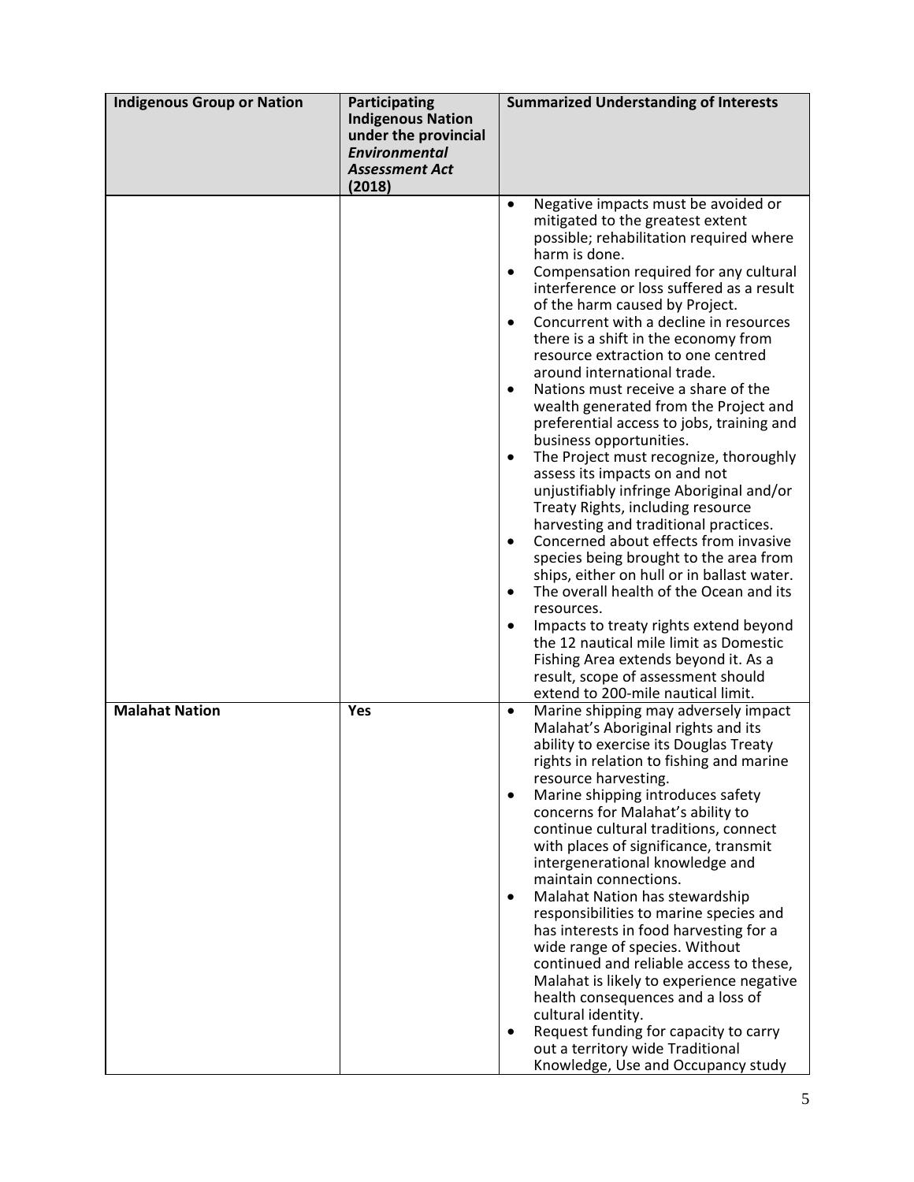| **Indigenous Group or Nation** | **Participating Indigenous Nation under the provincial *Environmental Assessment Act* (2018)** | **Summarized Understanding of Interests** |
|---|---|---|
| | | • Negative impacts must be avoided or mitigated to the greatest extent possible; rehabilitation required where harm is done.<br>• Compensation required for any cultural interference or loss suffered as a result of the harm caused by Project.<br>• Concurrent with a decline in resources there is a shift in the economy from resource extraction to one centred around international trade.<br>• Nations must receive a share of the wealth generated from the Project and preferential access to jobs, training and business opportunities.<br>• The Project must recognize, thoroughly assess its impacts on and not unjustifiably infringe Aboriginal and/or Treaty Rights, including resource harvesting and traditional practices.<br>• Concerned about effects from invasive species being brought to the area from ships, either on hull or in ballast water.<br>• The overall health of the Ocean and its resources.<br>• Impacts to treaty rights extend beyond the 12 nautical mile limit as Domestic Fishing Area extends beyond it. As a result, scope of assessment should extend to 200-mile nautical limit. |
| **Malahat Nation** | **Yes** | • Marine shipping may adversely impact Malahat's Aboriginal rights and its ability to exercise its Douglas Treaty rights in relation to fishing and marine resource harvesting.<br>• Marine shipping introduces safety concerns for Malahat's ability to continue cultural traditions, connect with places of significance, transmit intergenerational knowledge and maintain connections.<br>• Malahat Nation has stewardship responsibilities to marine species and has interests in food harvesting for a wide range of species. Without continued and reliable access to these, Malahat is likely to experience negative health consequences and a loss of cultural identity.<br>• Request funding for capacity to carry out a territory wide Traditional Knowledge, Use and Occupancy study |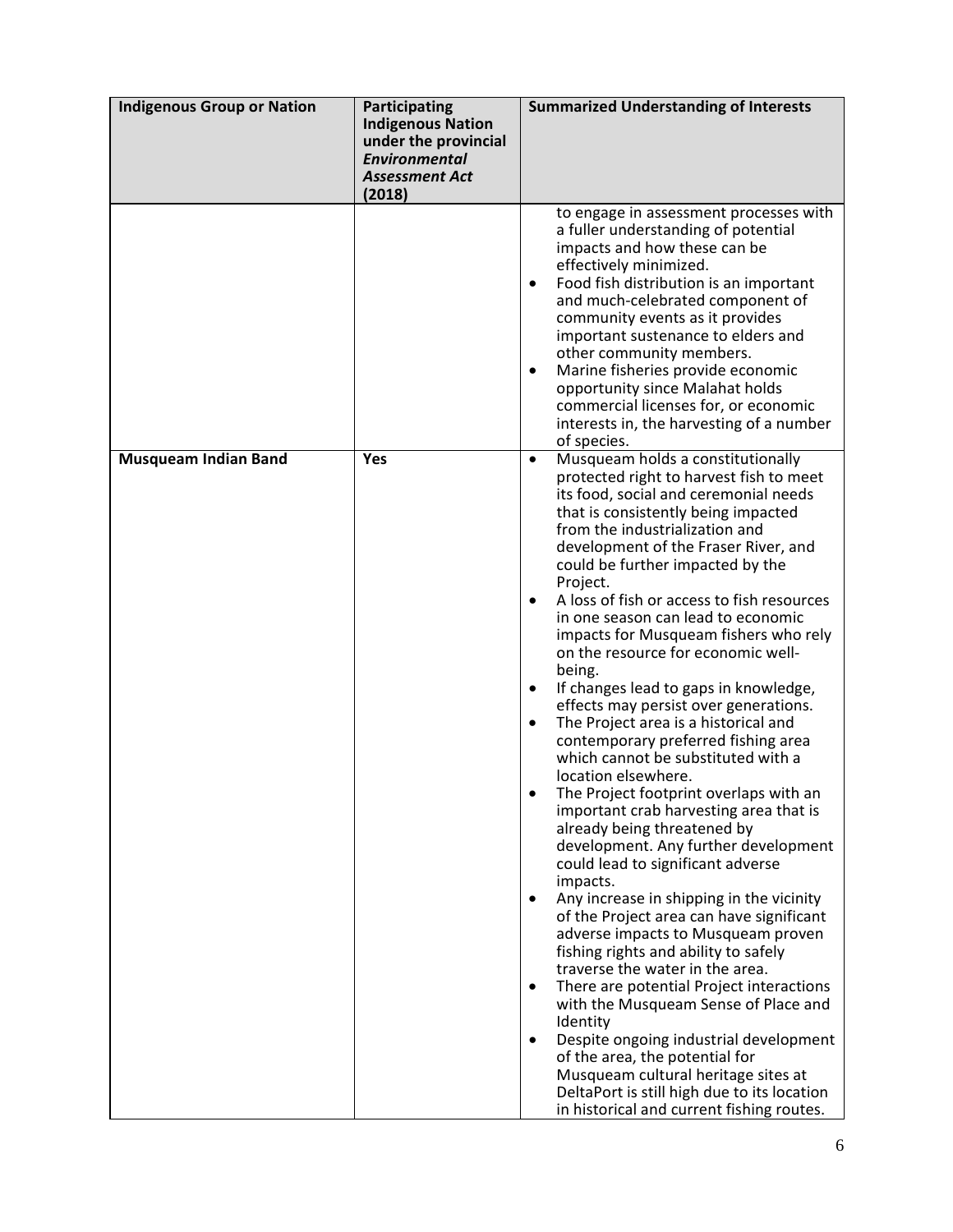| Indigenous Group or Nation | Participating Indigenous Nation under the provincial *Environmental Assessment Act* (2018) | Summarized Understanding of Interests |
|---|---|---|
| | | to engage in assessment processes with a fuller understanding of potential impacts and how these can be effectively minimized.<br>• Food fish distribution is an important and much-celebrated component of community events as it provides important sustenance to elders and other community members.<br>• Marine fisheries provide economic opportunity since Malahat holds commercial licenses for, or economic interests in, the harvesting of a number of species. |
| **Musqueam Indian Band** | **Yes** | • Musqueam holds a constitutionally protected right to harvest fish to meet its food, social and ceremonial needs that is consistently being impacted from the industrialization and development of the Fraser River, and could be further impacted by the Project.<br>• A loss of fish or access to fish resources in one season can lead to economic impacts for Musqueam fishers who rely on the resource for economic well-being.<br>• If changes lead to gaps in knowledge, effects may persist over generations.<br>• The Project area is a historical and contemporary preferred fishing area which cannot be substituted with a location elsewhere.<br>• The Project footprint overlaps with an important crab harvesting area that is already being threatened by development. Any further development could lead to significant adverse impacts.<br>• Any increase in shipping in the vicinity of the Project area can have significant adverse impacts to Musqueam proven fishing rights and ability to safely traverse the water in the area.<br>• There are potential Project interactions with the Musqueam Sense of Place and Identity<br>• Despite ongoing industrial development of the area, the potential for Musqueam cultural heritage sites at DeltaPort is still high due to its location in historical and current fishing routes. |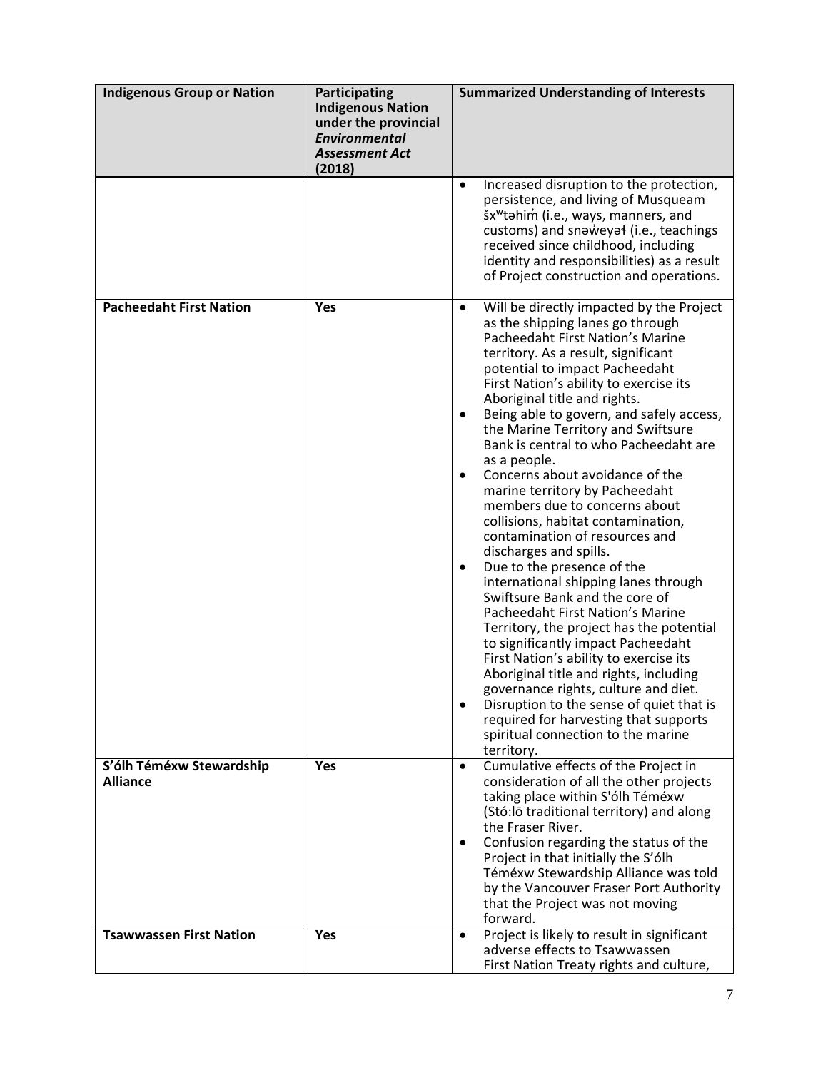| Indigenous Group or Nation | Participating Indigenous Nation under the provincial *Environmental Assessment Act* (2018) | Summarized Understanding of Interests |
|---|---|---|
| | | • Increased disruption to the protection, persistence, and living of Musqueam šxʷtəhim̓ (i.e., ways, manners, and customs) and snəw̓eyəɬ (i.e., teachings received since childhood, including identity and responsibilities) as a result of Project construction and operations. |
| **Pacheedaht First Nation** | **Yes** | • Will be directly impacted by the Project as the shipping lanes go through Pacheedaht First Nation's Marine territory. As a result, significant potential to impact Pacheedaht First Nation's ability to exercise its Aboriginal title and rights.<br>• Being able to govern, and safely access, the Marine Territory and Swiftsure Bank is central to who Pacheedaht are as a people.<br>• Concerns about avoidance of the marine territory by Pacheedaht members due to concerns about collisions, habitat contamination, contamination of resources and discharges and spills.<br>• Due to the presence of the international shipping lanes through Swiftsure Bank and the core of Pacheedaht First Nation's Marine Territory, the project has the potential to significantly impact Pacheedaht First Nation's ability to exercise its Aboriginal title and rights, including governance rights, culture and diet.<br>• Disruption to the sense of quiet that is required for harvesting that supports spiritual connection to the marine territory. |
| **S'ólh Téméxw Stewardship Alliance** | **Yes** | • Cumulative effects of the Project in consideration of all the other projects taking place within S'ólh Téméxw (Stó:lō traditional territory) and along the Fraser River.<br>• Confusion regarding the status of the Project in that initially the S'ólh Téméxw Stewardship Alliance was told by the Vancouver Fraser Port Authority that the Project was not moving forward. |
| **Tsawwassen First Nation** | **Yes** | • Project is likely to result in significant adverse effects to Tsawwassen First Nation Treaty rights and culture, |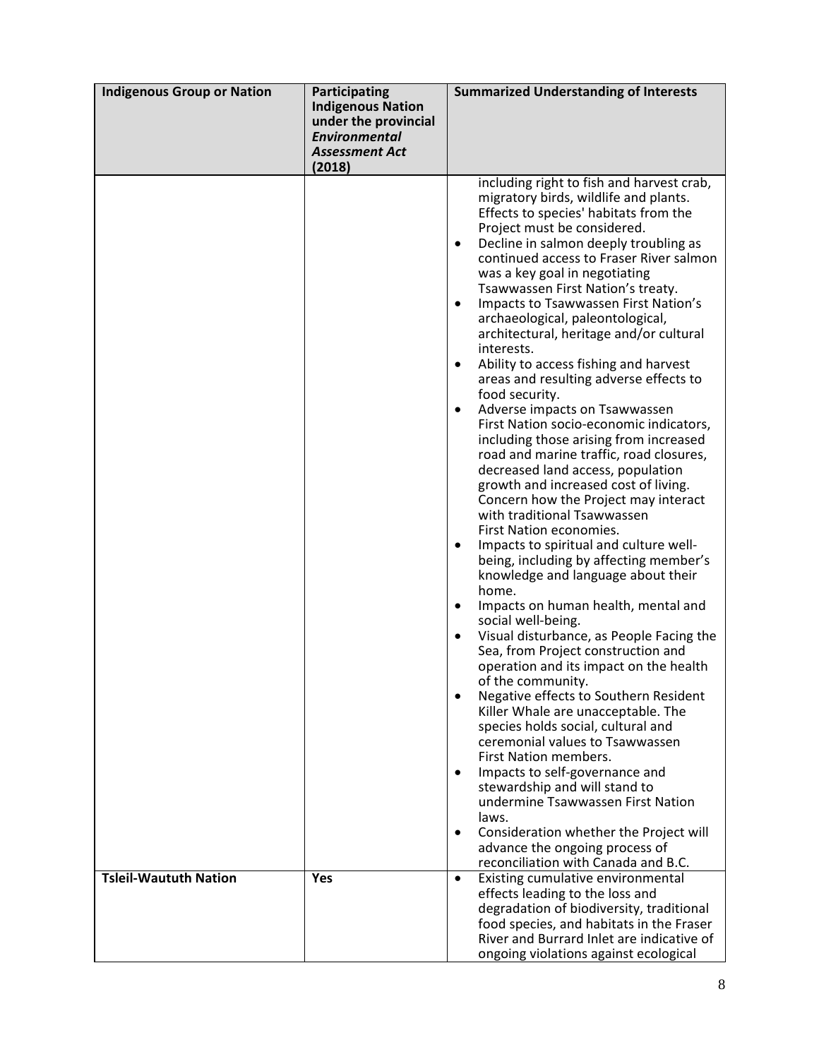| Indigenous Group or Nation | Participating Indigenous Nation under the provincial *Environmental Assessment Act* (2018) | Summarized Understanding of Interests |
|---|---|---|
| | | including right to fish and harvest crab, migratory birds, wildlife and plants. Effects to species' habitats from the Project must be considered.<br>• Decline in salmon deeply troubling as continued access to Fraser River salmon was a key goal in negotiating Tsawwassen First Nation's treaty.<br>• Impacts to Tsawwassen First Nation's archaeological, paleontological, architectural, heritage and/or cultural interests.<br>• Ability to access fishing and harvest areas and resulting adverse effects to food security.<br>• Adverse impacts on Tsawwassen First Nation socio-economic indicators, including those arising from increased road and marine traffic, road closures, decreased land access, population growth and increased cost of living. Concern how the Project may interact with traditional Tsawwassen First Nation economies.<br>• Impacts to spiritual and culture well-being, including by affecting member's knowledge and language about their home.<br>• Impacts on human health, mental and social well-being.<br>• Visual disturbance, as People Facing the Sea, from Project construction and operation and its impact on the health of the community.<br>• Negative effects to Southern Resident Killer Whale are unacceptable. The species holds social, cultural and ceremonial values to Tsawwassen First Nation members.<br>• Impacts to self-governance and stewardship and will stand to undermine Tsawwassen First Nation laws.<br>• Consideration whether the Project will advance the ongoing process of reconciliation with Canada and B.C. |
| **Tsleil-Waututh Nation** | **Yes** | • Existing cumulative environmental effects leading to the loss and degradation of biodiversity, traditional food species, and habitats in the Fraser River and Burrard Inlet are indicative of ongoing violations against ecological |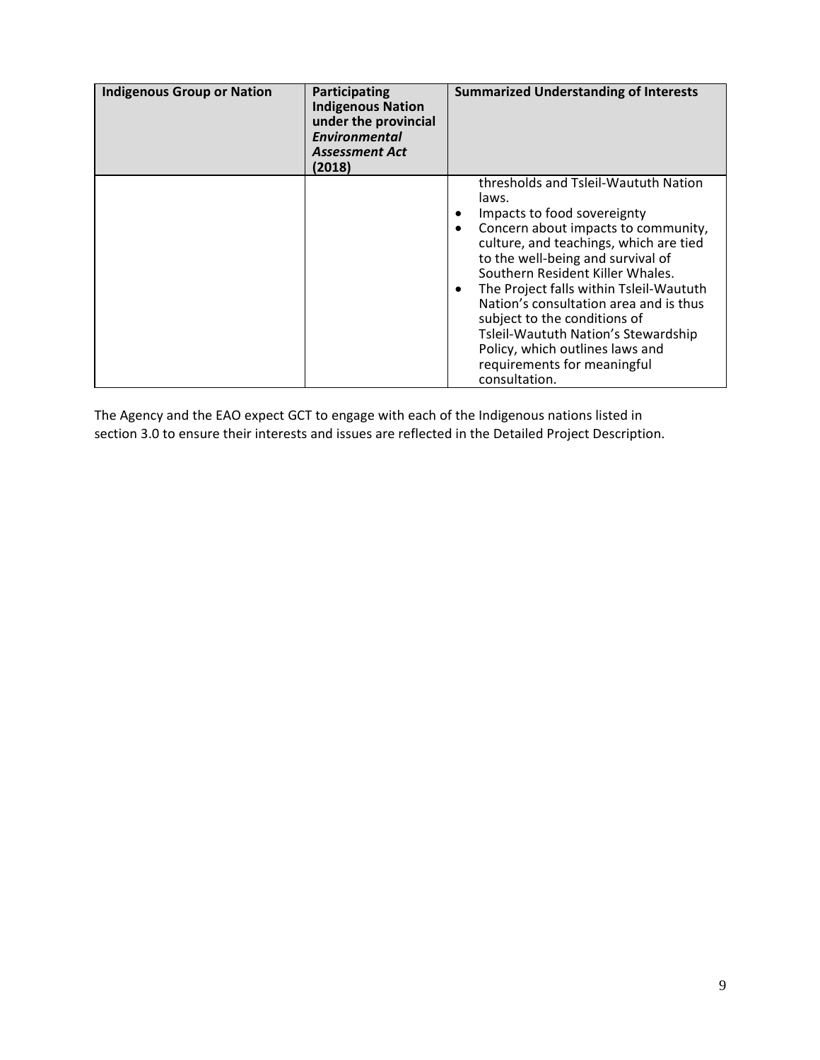| Indigenous Group or Nation | Participating Indigenous Nation under the provincial *Environmental Assessment Act* (2018) | Summarized Understanding of Interests |
|---|---|---|
| | | thresholds and Tsleil-Waututh Nation laws. <br>• Impacts to food sovereignty <br>• Concern about impacts to community, culture, and teachings, which are tied to the well-being and survival of Southern Resident Killer Whales. <br>• The Project falls within Tsleil-Waututh Nation's consultation area and is thus subject to the conditions of Tsleil-Waututh Nation's Stewardship Policy, which outlines laws and requirements for meaningful consultation. |

The Agency and the EAO expect GCT to engage with each of the Indigenous nations listed in section 3.0 to ensure their interests and issues are reflected in the Detailed Project Description.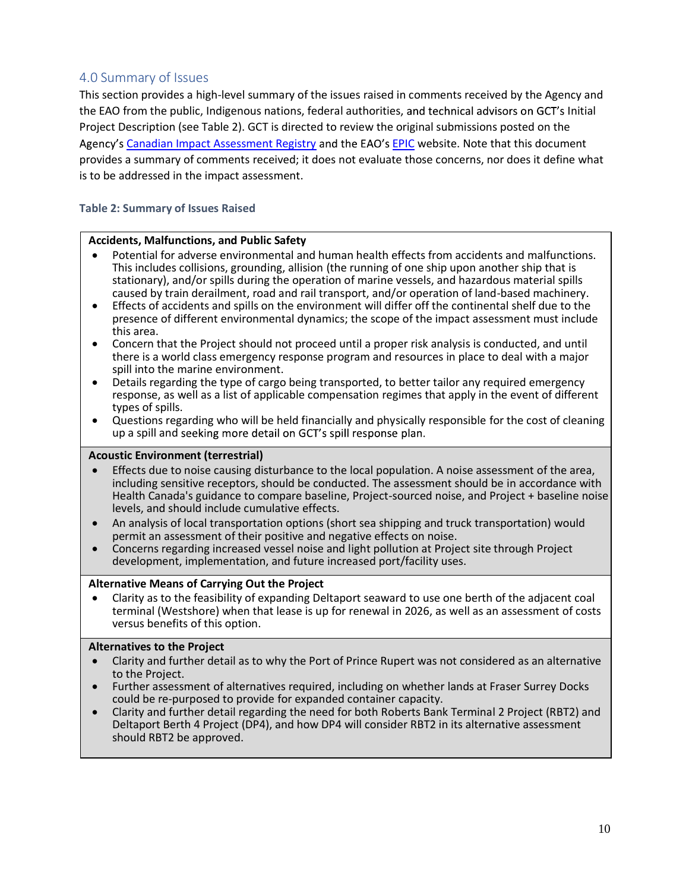## 4.0 Summary of Issues

This section provides a high-level summary of the issues raised in comments received by the Agency and the EAO from the public, Indigenous nations, federal authorities, and technical advisors on GCT's Initial Project Description (see Table 2). GCT is directed to review the original submissions posted on the Agency's [Canadian Impact Assessment Registry]() and the EAO's [EPIC]() website. Note that this document provides a summary of comments received; it does not evaluate those concerns, nor does it define what is to be addressed in the impact assessment.

### Table 2: Summary of Issues Raised

**Accidents, Malfunctions, and Public Safety**

- Potential for adverse environmental and human health effects from accidents and malfunctions. This includes collisions, grounding, allision (the running of one ship upon another ship that is stationary), and/or spills during the operation of marine vessels, and hazardous material spills caused by train derailment, road and rail transport, and/or operation of land-based machinery.
- Effects of accidents and spills on the environment will differ off the continental shelf due to the presence of different environmental dynamics; the scope of the impact assessment must include this area.
- Concern that the Project should not proceed until a proper risk analysis is conducted, and until there is a world class emergency response program and resources in place to deal with a major spill into the marine environment.
- Details regarding the type of cargo being transported, to better tailor any required emergency response, as well as a list of applicable compensation regimes that apply in the event of different types of spills.
- Questions regarding who will be held financially and physically responsible for the cost of cleaning up a spill and seeking more detail on GCT's spill response plan.

**Acoustic Environment (terrestrial)**

- Effects due to noise causing disturbance to the local population. A noise assessment of the area, including sensitive receptors, should be conducted. The assessment should be in accordance with Health Canada's guidance to compare baseline, Project-sourced noise, and Project + baseline noise levels, and should include cumulative effects.
- An analysis of local transportation options (short sea shipping and truck transportation) would permit an assessment of their positive and negative effects on noise.
- Concerns regarding increased vessel noise and light pollution at Project site through Project development, implementation, and future increased port/facility uses.

**Alternative Means of Carrying Out the Project**

- Clarity as to the feasibility of expanding Deltaport seaward to use one berth of the adjacent coal terminal (Westshore) when that lease is up for renewal in 2026, as well as an assessment of costs versus benefits of this option.

**Alternatives to the Project**

- Clarity and further detail as to why the Port of Prince Rupert was not considered as an alternative to the Project.
- Further assessment of alternatives required, including on whether lands at Fraser Surrey Docks could be re-purposed to provide for expanded container capacity.
- Clarity and further detail regarding the need for both Roberts Bank Terminal 2 Project (RBT2) and Deltaport Berth 4 Project (DP4), and how DP4 will consider RBT2 in its alternative assessment should RBT2 be approved.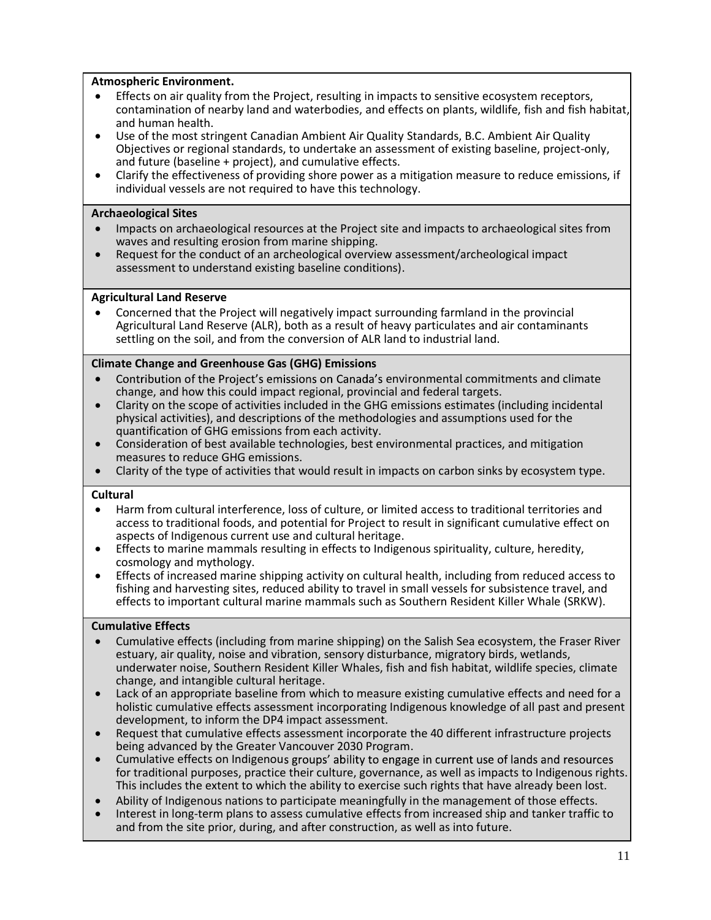**Atmospheric Environment.**

- Effects on air quality from the Project, resulting in impacts to sensitive ecosystem receptors, contamination of nearby land and waterbodies, and effects on plants, wildlife, fish and fish habitat, and human health.
- Use of the most stringent Canadian Ambient Air Quality Standards, B.C. Ambient Air Quality Objectives or regional standards, to undertake an assessment of existing baseline, project-only, and future (baseline + project), and cumulative effects.
- Clarify the effectiveness of providing shore power as a mitigation measure to reduce emissions, if individual vessels are not required to have this technology.

**Archaeological Sites**

- Impacts on archaeological resources at the Project site and impacts to archaeological sites from waves and resulting erosion from marine shipping.
- Request for the conduct of an archeological overview assessment/archeological impact assessment to understand existing baseline conditions).

**Agricultural Land Reserve**

- Concerned that the Project will negatively impact surrounding farmland in the provincial Agricultural Land Reserve (ALR), both as a result of heavy particulates and air contaminants settling on the soil, and from the conversion of ALR land to industrial land.

**Climate Change and Greenhouse Gas (GHG) Emissions**

- Contribution of the Project's emissions on Canada's environmental commitments and climate change, and how this could impact regional, provincial and federal targets.
- Clarity on the scope of activities included in the GHG emissions estimates (including incidental physical activities), and descriptions of the methodologies and assumptions used for the quantification of GHG emissions from each activity.
- Consideration of best available technologies, best environmental practices, and mitigation measures to reduce GHG emissions.
- Clarity of the type of activities that would result in impacts on carbon sinks by ecosystem type.

**Cultural**

- Harm from cultural interference, loss of culture, or limited access to traditional territories and access to traditional foods, and potential for Project to result in significant cumulative effect on aspects of Indigenous current use and cultural heritage.
- Effects to marine mammals resulting in effects to Indigenous spirituality, culture, heredity, cosmology and mythology.
- Effects of increased marine shipping activity on cultural health, including from reduced access to fishing and harvesting sites, reduced ability to travel in small vessels for subsistence travel, and effects to important cultural marine mammals such as Southern Resident Killer Whale (SRKW).

**Cumulative Effects**

- Cumulative effects (including from marine shipping) on the Salish Sea ecosystem, the Fraser River estuary, air quality, noise and vibration, sensory disturbance, migratory birds, wetlands, underwater noise, Southern Resident Killer Whales, fish and fish habitat, wildlife species, climate change, and intangible cultural heritage.
- Lack of an appropriate baseline from which to measure existing cumulative effects and need for a holistic cumulative effects assessment incorporating Indigenous knowledge of all past and present development, to inform the DP4 impact assessment.
- Request that cumulative effects assessment incorporate the 40 different infrastructure projects being advanced by the Greater Vancouver 2030 Program.
- Cumulative effects on Indigenous groups' ability to engage in current use of lands and resources for traditional purposes, practice their culture, governance, as well as impacts to Indigenous rights. This includes the extent to which the ability to exercise such rights that have already been lost.
- Ability of Indigenous nations to participate meaningfully in the management of those effects.
- Interest in long-term plans to assess cumulative effects from increased ship and tanker traffic to and from the site prior, during, and after construction, as well as into future.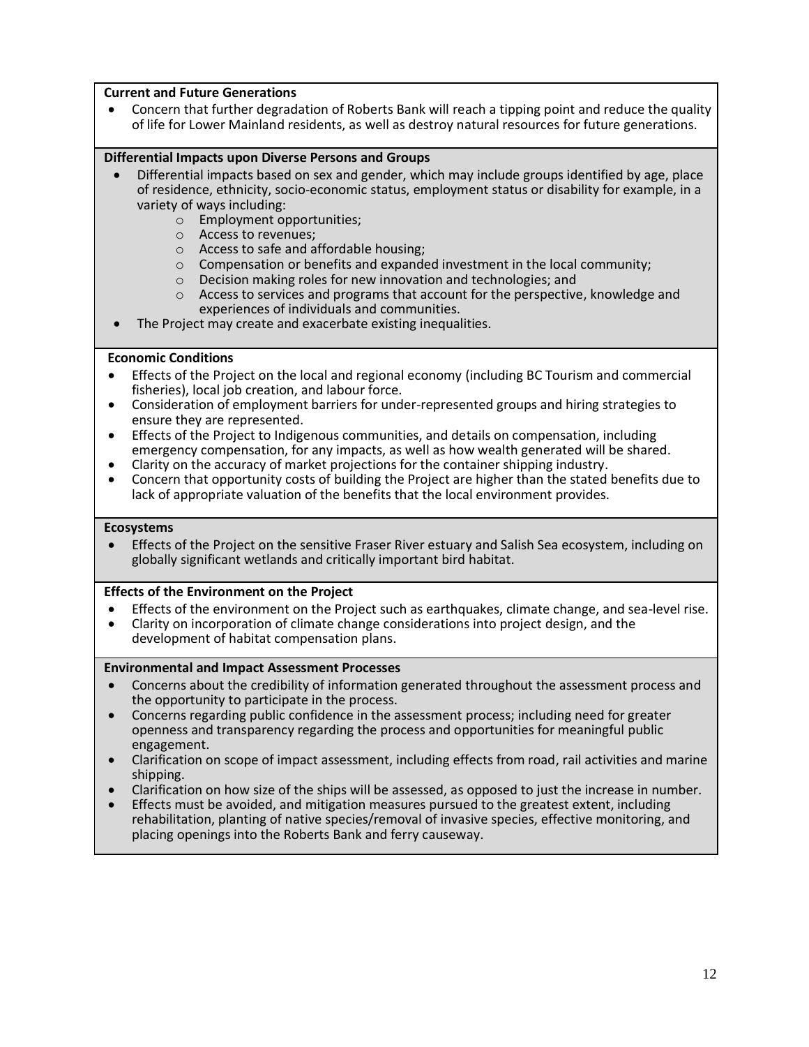**Current and Future Generations**

- Concern that further degradation of Roberts Bank will reach a tipping point and reduce the quality of life for Lower Mainland residents, as well as destroy natural resources for future generations.

**Differential Impacts upon Diverse Persons and Groups**

- Differential impacts based on sex and gender, which may include groups identified by age, place of residence, ethnicity, socio-economic status, employment status or disability for example, in a variety of ways including:
  - Employment opportunities;
  - Access to revenues;
  - Access to safe and affordable housing;
  - Compensation or benefits and expanded investment in the local community;
  - Decision making roles for new innovation and technologies; and
  - Access to services and programs that account for the perspective, knowledge and experiences of individuals and communities.
- The Project may create and exacerbate existing inequalities.

**Economic Conditions**

- Effects of the Project on the local and regional economy (including BC Tourism and commercial fisheries), local job creation, and labour force.
- Consideration of employment barriers for under-represented groups and hiring strategies to ensure they are represented.
- Effects of the Project to Indigenous communities, and details on compensation, including emergency compensation, for any impacts, as well as how wealth generated will be shared.
- Clarity on the accuracy of market projections for the container shipping industry.
- Concern that opportunity costs of building the Project are higher than the stated benefits due to lack of appropriate valuation of the benefits that the local environment provides.

**Ecosystems**

- Effects of the Project on the sensitive Fraser River estuary and Salish Sea ecosystem, including on globally significant wetlands and critically important bird habitat.

**Effects of the Environment on the Project**

- Effects of the environment on the Project such as earthquakes, climate change, and sea-level rise.
- Clarity on incorporation of climate change considerations into project design, and the development of habitat compensation plans.

**Environmental and Impact Assessment Processes**

- Concerns about the credibility of information generated throughout the assessment process and the opportunity to participate in the process.
- Concerns regarding public confidence in the assessment process; including need for greater openness and transparency regarding the process and opportunities for meaningful public engagement.
- Clarification on scope of impact assessment, including effects from road, rail activities and marine shipping.
- Clarification on how size of the ships will be assessed, as opposed to just the increase in number.
- Effects must be avoided, and mitigation measures pursued to the greatest extent, including rehabilitation, planting of native species/removal of invasive species, effective monitoring, and placing openings into the Roberts Bank and ferry causeway.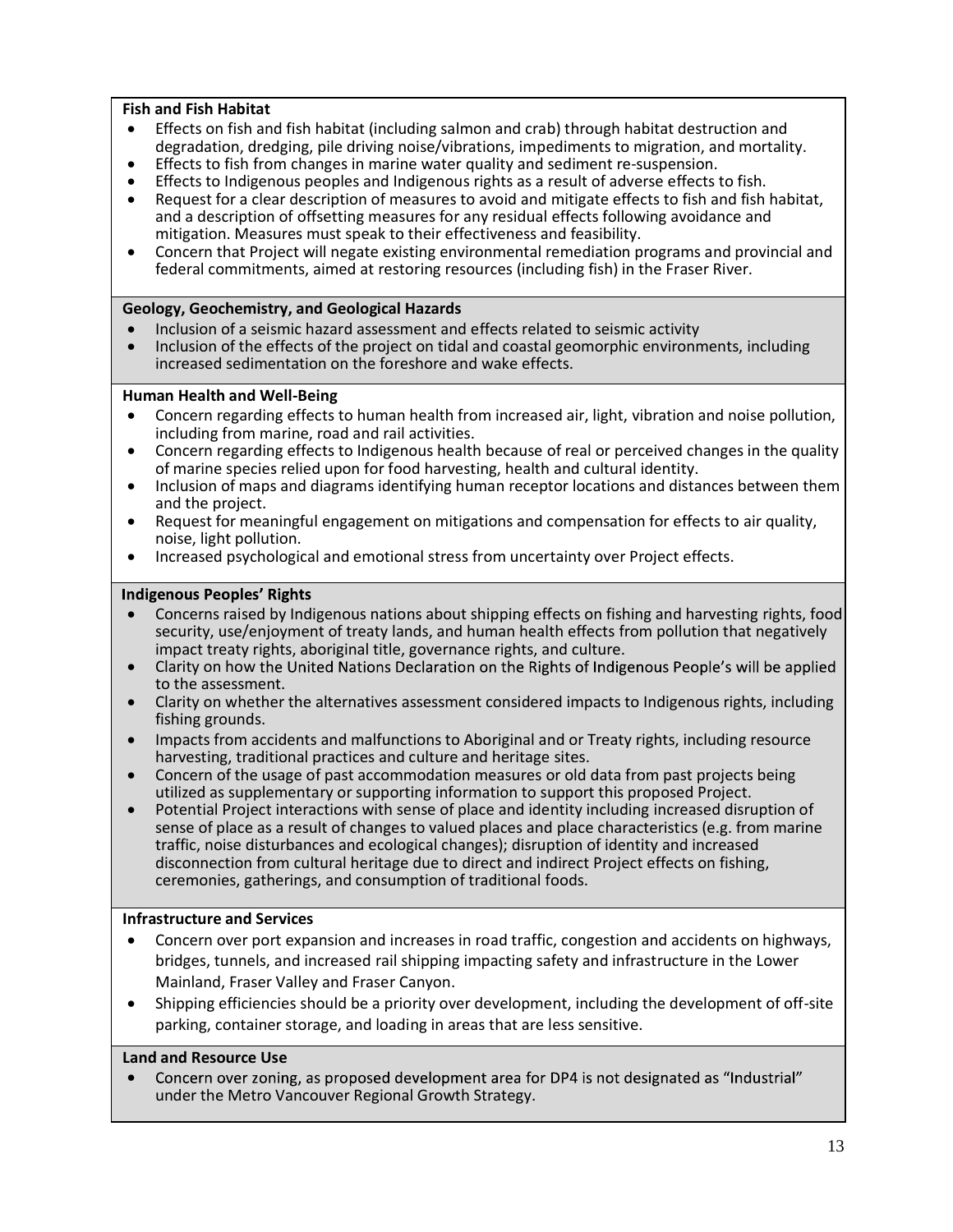**Fish and Fish Habitat**

- Effects on fish and fish habitat (including salmon and crab) through habitat destruction and degradation, dredging, pile driving noise/vibrations, impediments to migration, and mortality.
- Effects to fish from changes in marine water quality and sediment re-suspension.
- Effects to Indigenous peoples and Indigenous rights as a result of adverse effects to fish.
- Request for a clear description of measures to avoid and mitigate effects to fish and fish habitat, and a description of offsetting measures for any residual effects following avoidance and mitigation. Measures must speak to their effectiveness and feasibility.
- Concern that Project will negate existing environmental remediation programs and provincial and federal commitments, aimed at restoring resources (including fish) in the Fraser River.

**Geology, Geochemistry, and Geological Hazards**

- Inclusion of a seismic hazard assessment and effects related to seismic activity
- Inclusion of the effects of the project on tidal and coastal geomorphic environments, including increased sedimentation on the foreshore and wake effects.

**Human Health and Well-Being**

- Concern regarding effects to human health from increased air, light, vibration and noise pollution, including from marine, road and rail activities.
- Concern regarding effects to Indigenous health because of real or perceived changes in the quality of marine species relied upon for food harvesting, health and cultural identity.
- Inclusion of maps and diagrams identifying human receptor locations and distances between them and the project.
- Request for meaningful engagement on mitigations and compensation for effects to air quality, noise, light pollution.
- Increased psychological and emotional stress from uncertainty over Project effects.

**Indigenous Peoples' Rights**

- Concerns raised by Indigenous nations about shipping effects on fishing and harvesting rights, food security, use/enjoyment of treaty lands, and human health effects from pollution that negatively impact treaty rights, aboriginal title, governance rights, and culture.
- Clarity on how the United Nations Declaration on the Rights of Indigenous People's will be applied to the assessment.
- Clarity on whether the alternatives assessment considered impacts to Indigenous rights, including fishing grounds.
- Impacts from accidents and malfunctions to Aboriginal and or Treaty rights, including resource harvesting, traditional practices and culture and heritage sites.
- Concern of the usage of past accommodation measures or old data from past projects being utilized as supplementary or supporting information to support this proposed Project.
- Potential Project interactions with sense of place and identity including increased disruption of sense of place as a result of changes to valued places and place characteristics (e.g. from marine traffic, noise disturbances and ecological changes); disruption of identity and increased disconnection from cultural heritage due to direct and indirect Project effects on fishing, ceremonies, gatherings, and consumption of traditional foods.

**Infrastructure and Services**

- Concern over port expansion and increases in road traffic, congestion and accidents on highways, bridges, tunnels, and increased rail shipping impacting safety and infrastructure in the Lower Mainland, Fraser Valley and Fraser Canyon.
- Shipping efficiencies should be a priority over development, including the development of off-site parking, container storage, and loading in areas that are less sensitive.

**Land and Resource Use**

- Concern over zoning, as proposed development area for DP4 is not designated as "Industrial" under the Metro Vancouver Regional Growth Strategy.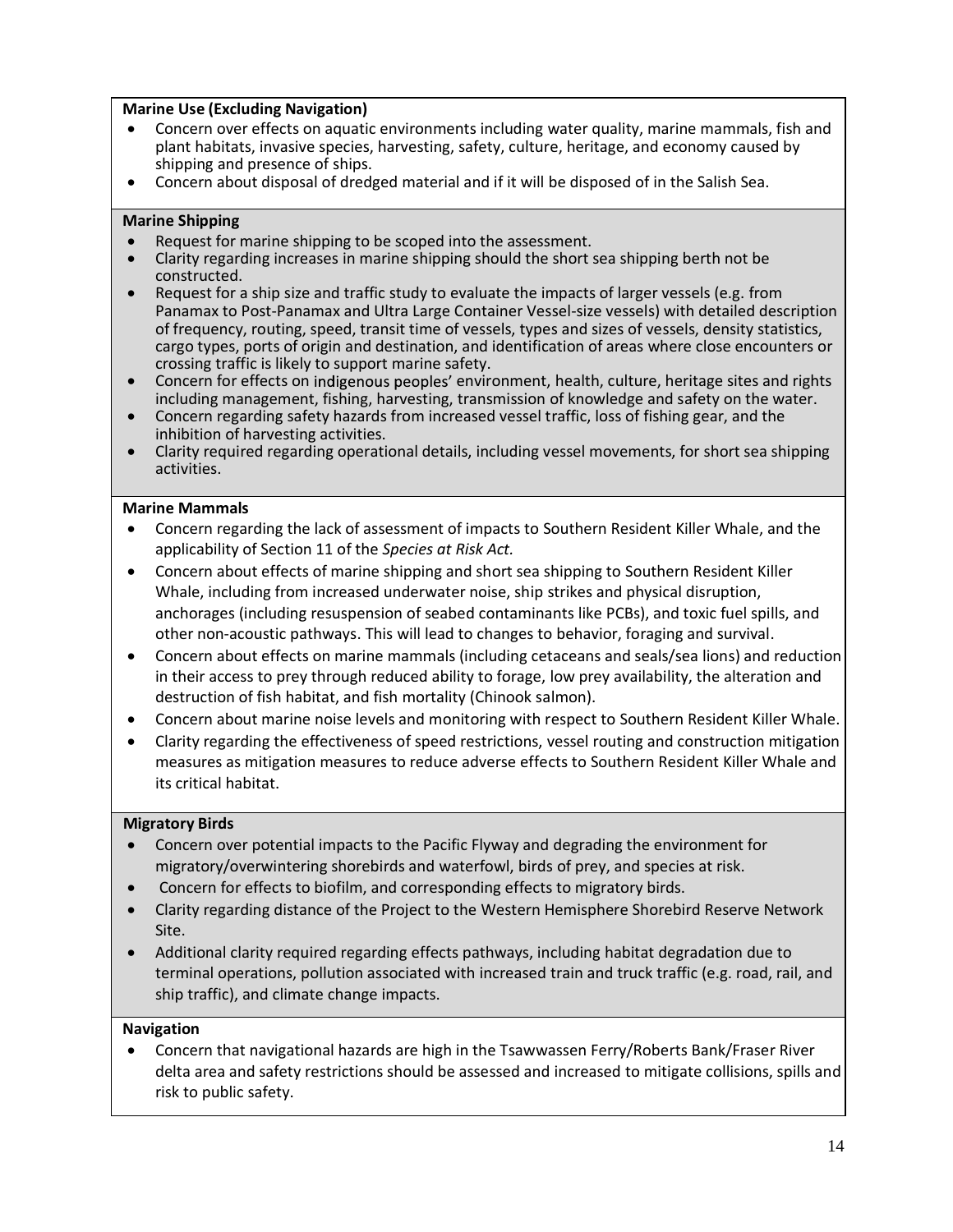**Marine Use (Excluding Navigation)**

- Concern over effects on aquatic environments including water quality, marine mammals, fish and plant habitats, invasive species, harvesting, safety, culture, heritage, and economy caused by shipping and presence of ships.
- Concern about disposal of dredged material and if it will be disposed of in the Salish Sea.

**Marine Shipping**

- Request for marine shipping to be scoped into the assessment.
- Clarity regarding increases in marine shipping should the short sea shipping berth not be constructed.
- Request for a ship size and traffic study to evaluate the impacts of larger vessels (e.g. from Panamax to Post-Panamax and Ultra Large Container Vessel-size vessels) with detailed description of frequency, routing, speed, transit time of vessels, types and sizes of vessels, density statistics, cargo types, ports of origin and destination, and identification of areas where close encounters or crossing traffic is likely to support marine safety.
- Concern for effects on indigenous peoples' environment, health, culture, heritage sites and rights including management, fishing, harvesting, transmission of knowledge and safety on the water.
- Concern regarding safety hazards from increased vessel traffic, loss of fishing gear, and the inhibition of harvesting activities.
- Clarity required regarding operational details, including vessel movements, for short sea shipping activities.

**Marine Mammals**

- Concern regarding the lack of assessment of impacts to Southern Resident Killer Whale, and the applicability of Section 11 of the *Species at Risk Act.*
- Concern about effects of marine shipping and short sea shipping to Southern Resident Killer Whale, including from increased underwater noise, ship strikes and physical disruption, anchorages (including resuspension of seabed contaminants like PCBs), and toxic fuel spills, and other non-acoustic pathways. This will lead to changes to behavior, foraging and survival.
- Concern about effects on marine mammals (including cetaceans and seals/sea lions) and reduction in their access to prey through reduced ability to forage, low prey availability, the alteration and destruction of fish habitat, and fish mortality (Chinook salmon).
- Concern about marine noise levels and monitoring with respect to Southern Resident Killer Whale.
- Clarity regarding the effectiveness of speed restrictions, vessel routing and construction mitigation measures as mitigation measures to reduce adverse effects to Southern Resident Killer Whale and its critical habitat.

**Migratory Birds**

- Concern over potential impacts to the Pacific Flyway and degrading the environment for migratory/overwintering shorebirds and waterfowl, birds of prey, and species at risk.
- Concern for effects to biofilm, and corresponding effects to migratory birds.
- Clarity regarding distance of the Project to the Western Hemisphere Shorebird Reserve Network Site.
- Additional clarity required regarding effects pathways, including habitat degradation due to terminal operations, pollution associated with increased train and truck traffic (e.g. road, rail, and ship traffic), and climate change impacts.

**Navigation**

- Concern that navigational hazards are high in the Tsawwassen Ferry/Roberts Bank/Fraser River delta area and safety restrictions should be assessed and increased to mitigate collisions, spills and risk to public safety.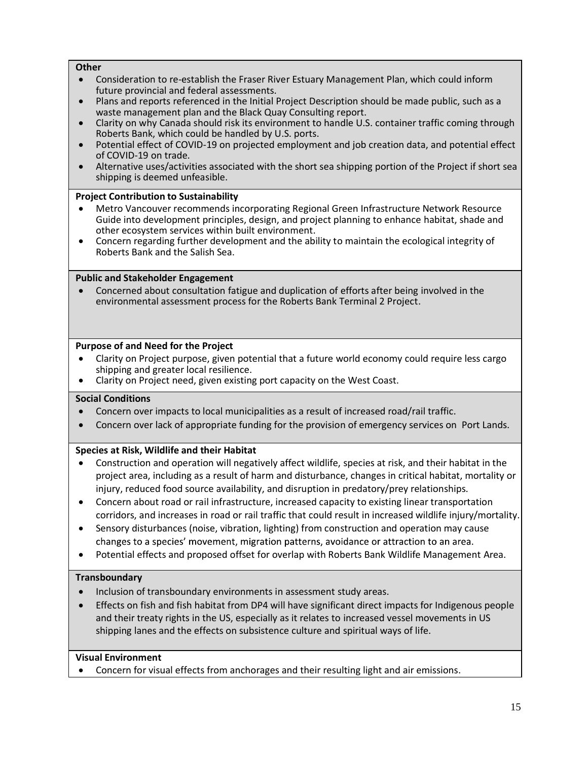**Other**

- Consideration to re-establish the Fraser River Estuary Management Plan, which could inform future provincial and federal assessments.
- Plans and reports referenced in the Initial Project Description should be made public, such as a waste management plan and the Black Quay Consulting report.
- Clarity on why Canada should risk its environment to handle U.S. container traffic coming through Roberts Bank, which could be handled by U.S. ports.
- Potential effect of COVID-19 on projected employment and job creation data, and potential effect of COVID-19 on trade.
- Alternative uses/activities associated with the short sea shipping portion of the Project if short sea shipping is deemed unfeasible.

**Project Contribution to Sustainability**

- Metro Vancouver recommends incorporating Regional Green Infrastructure Network Resource Guide into development principles, design, and project planning to enhance habitat, shade and other ecosystem services within built environment.
- Concern regarding further development and the ability to maintain the ecological integrity of Roberts Bank and the Salish Sea.

**Public and Stakeholder Engagement**

- Concerned about consultation fatigue and duplication of efforts after being involved in the environmental assessment process for the Roberts Bank Terminal 2 Project.

**Purpose of and Need for the Project**

- Clarity on Project purpose, given potential that a future world economy could require less cargo shipping and greater local resilience.
- Clarity on Project need, given existing port capacity on the West Coast.

**Social Conditions**

- Concern over impacts to local municipalities as a result of increased road/rail traffic.
- Concern over lack of appropriate funding for the provision of emergency services on Port Lands.

**Species at Risk, Wildlife and their Habitat**

- Construction and operation will negatively affect wildlife, species at risk, and their habitat in the project area, including as a result of harm and disturbance, changes in critical habitat, mortality or injury, reduced food source availability, and disruption in predatory/prey relationships.
- Concern about road or rail infrastructure, increased capacity to existing linear transportation corridors, and increases in road or rail traffic that could result in increased wildlife injury/mortality.
- Sensory disturbances (noise, vibration, lighting) from construction and operation may cause changes to a species' movement, migration patterns, avoidance or attraction to an area.
- Potential effects and proposed offset for overlap with Roberts Bank Wildlife Management Area.

**Transboundary**

- Inclusion of transboundary environments in assessment study areas.
- Effects on fish and fish habitat from DP4 will have significant direct impacts for Indigenous people and their treaty rights in the US, especially as it relates to increased vessel movements in US shipping lanes and the effects on subsistence culture and spiritual ways of life.

**Visual Environment**

- Concern for visual effects from anchorages and their resulting light and air emissions.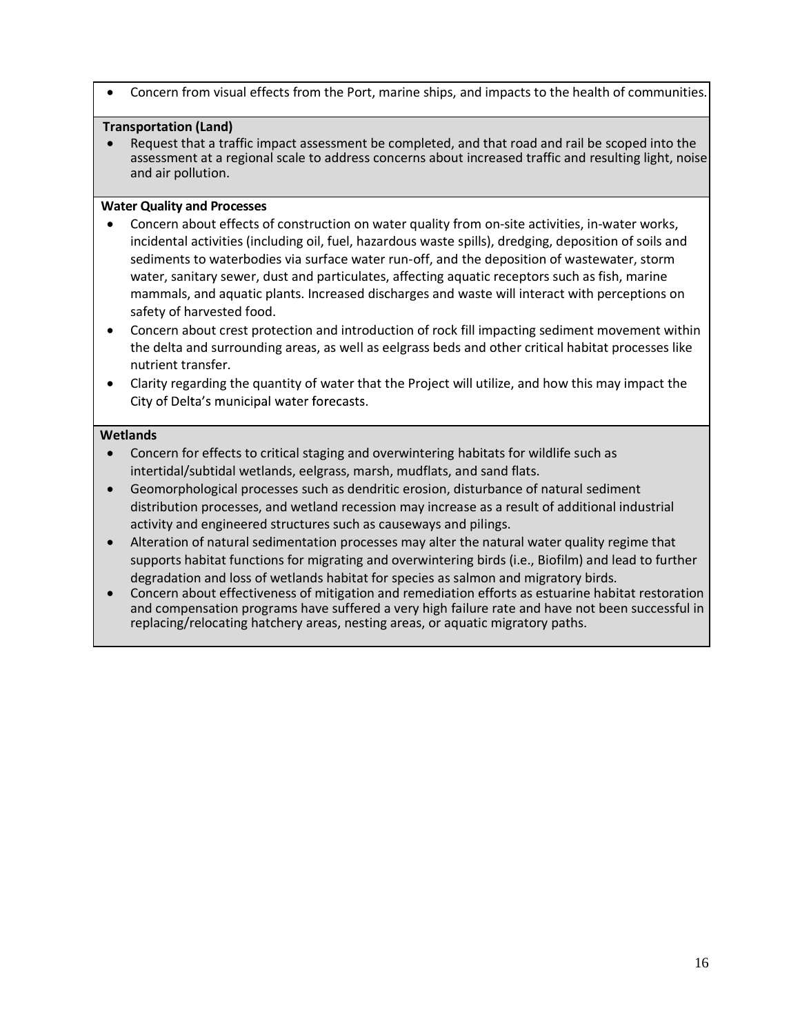- Concern from visual effects from the Port, marine ships, and impacts to the health of communities.

**Transportation (Land)**

- Request that a traffic impact assessment be completed, and that road and rail be scoped into the assessment at a regional scale to address concerns about increased traffic and resulting light, noise and air pollution.

**Water Quality and Processes**

- Concern about effects of construction on water quality from on-site activities, in-water works, incidental activities (including oil, fuel, hazardous waste spills), dredging, deposition of soils and sediments to waterbodies via surface water run-off, and the deposition of wastewater, storm water, sanitary sewer, dust and particulates, affecting aquatic receptors such as fish, marine mammals, and aquatic plants. Increased discharges and waste will interact with perceptions on safety of harvested food.
- Concern about crest protection and introduction of rock fill impacting sediment movement within the delta and surrounding areas, as well as eelgrass beds and other critical habitat processes like nutrient transfer.
- Clarity regarding the quantity of water that the Project will utilize, and how this may impact the City of Delta's municipal water forecasts.

**Wetlands**

- Concern for effects to critical staging and overwintering habitats for wildlife such as intertidal/subtidal wetlands, eelgrass, marsh, mudflats, and sand flats.
- Geomorphological processes such as dendritic erosion, disturbance of natural sediment distribution processes, and wetland recession may increase as a result of additional industrial activity and engineered structures such as causeways and pilings.
- Alteration of natural sedimentation processes may alter the natural water quality regime that supports habitat functions for migrating and overwintering birds (i.e., Biofilm) and lead to further degradation and loss of wetlands habitat for species as salmon and migratory birds.
- Concern about effectiveness of mitigation and remediation efforts as estuarine habitat restoration and compensation programs have suffered a very high failure rate and have not been successful in replacing/relocating hatchery areas, nesting areas, or aquatic migratory paths.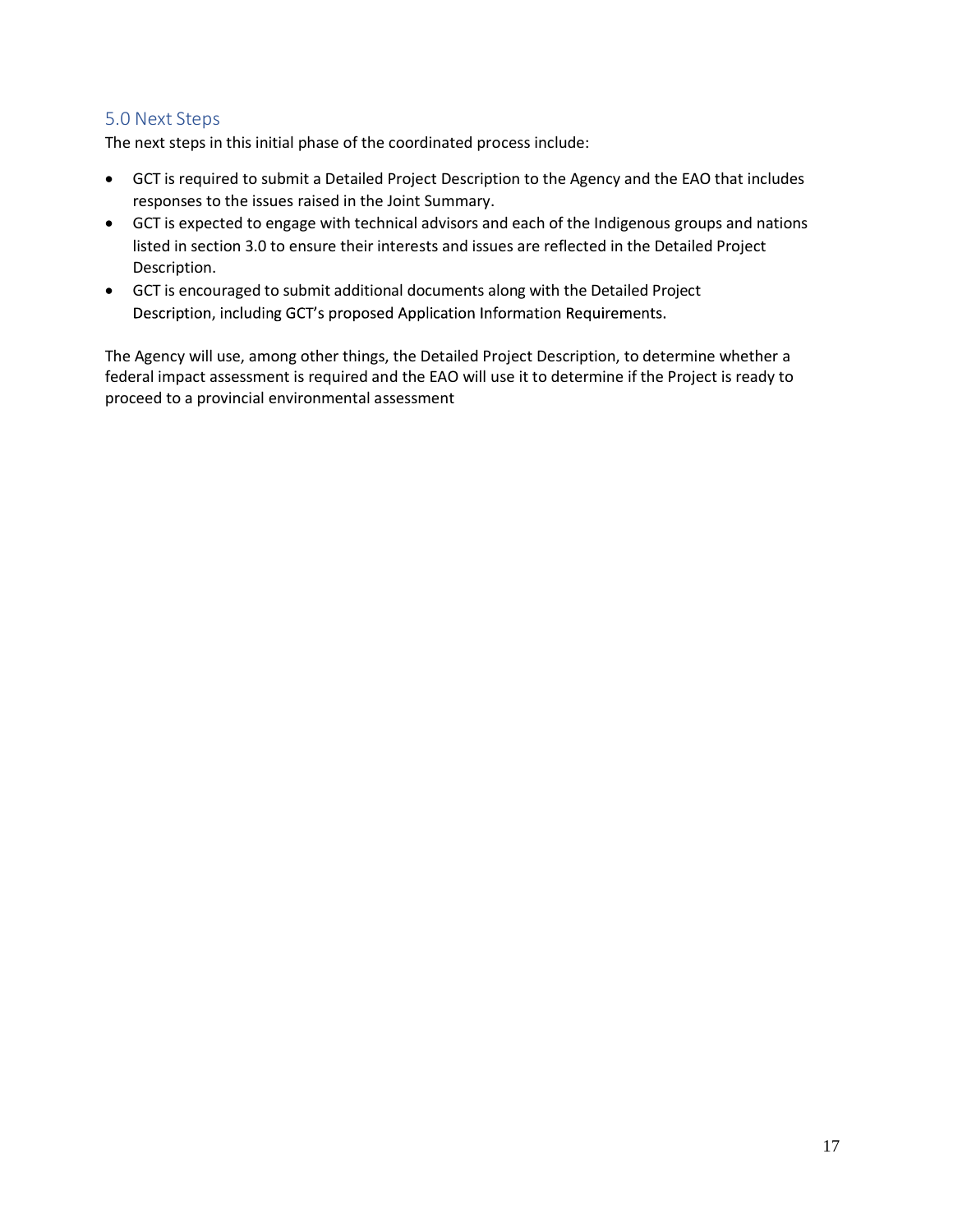## 5.0 Next Steps

The next steps in this initial phase of the coordinated process include:

- GCT is required to submit a Detailed Project Description to the Agency and the EAO that includes responses to the issues raised in the Joint Summary.
- GCT is expected to engage with technical advisors and each of the Indigenous groups and nations listed in section 3.0 to ensure their interests and issues are reflected in the Detailed Project Description.
- GCT is encouraged to submit additional documents along with the Detailed Project Description, including GCT's proposed Application Information Requirements.

The Agency will use, among other things, the Detailed Project Description, to determine whether a federal impact assessment is required and the EAO will use it to determine if the Project is ready to proceed to a provincial environmental assessment